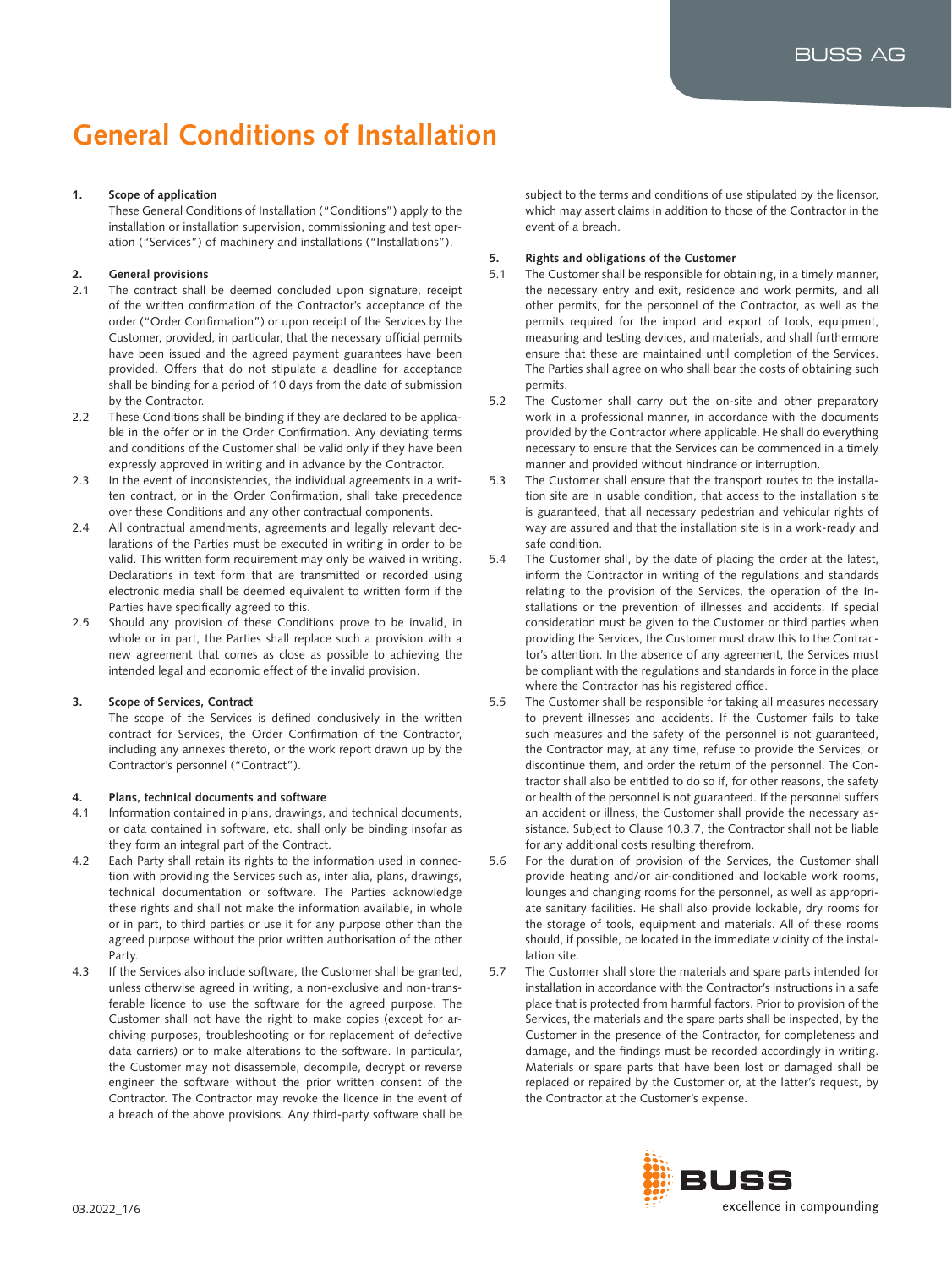# General Conditions of Installation

## 1. Scope of application

These General Conditions of Installation ("Conditions") apply to the installation or installation supervision, commissioning and test operation ("Services") of machinery and installations ("Installations").

## 2. General provisions

2.1 The contract shall be deemed concluded upon signature, receipt of the written confirmation of the Contractor's acceptance of the order ("Order Confirmation") or upon receipt of the Services by the Customer, provided, in particular, that the necessary official permits have been issued and the agreed payment guarantees have been provided. Offers that do not stipulate a deadline for acceptance shall be binding for a period of 10 days from the date of submission by the Contractor.

2.2 These Conditions shall be binding if they are declared to be applicable in the offer or in the Order Confirmation. Any deviating terms and conditions of the Customer shall be valid only if they have been expressly approved in writing and in advance by the Contractor.

2.3 In the event of inconsistencies, the individual agreements in a written contract, or in the Order Confirmation, shall take precedence over these Conditions and any other contractual components.

2.4 All contractual amendments, agreements and legally relevant declarations of the Parties must be executed in writing in order to be valid. This written form requirement may only be waived in writing. Declarations in text form that are transmitted or recorded using electronic media shall be deemed equivalent to written form if the Parties have specifically agreed to this.

2.5 Should any provision of these Conditions prove to be invalid, in whole or in part, the Parties shall replace such a provision with a new agreement that comes as close as possible to achieving the intended legal and economic effect of the invalid provision.

## 3. Scope of Services, Contract

The scope of the Services is defined conclusively in the written contract for Services, the Order Confirmation of the Contractor, including any annexes thereto, or the work report drawn up by the Contractor's personnel ("Contract").

## 4. Plans, technical documents and software

4.1 Information contained in plans, drawings, and technical documents, or data contained in software, etc. shall only be binding insofar as they form an integral part of the Contract.

4.2 Each Party shall retain its rights to the information used in connection with providing the Services such as, inter alia, plans, drawings, technical documentation or software. The Parties acknowledge these rights and shall not make the information available, in whole or in part, to third parties or use it for any purpose other than the agreed purpose without the prior written authorisation of the other Party.

4.3 If the Services also include software, the Customer shall be granted, unless otherwise agreed in writing, a non-exclusive and non-transferable licence to use the software for the agreed purpose. The Customer shall not have the right to make copies (except for archiving purposes, troubleshooting or for replacement of defective data carriers) or to make alterations to the software. In particular, the Customer may not disassemble, decompile, decrypt or reverse engineer the software without the prior written consent of the Contractor. The Contractor may revoke the licence in the event of a breach of the above provisions. Any third-party software shall be subject to the terms and conditions of use stipulated by the licensor, which may assert claims in addition to those of the Contractor in the event of a breach.

## 5. Rights and obligations of the Customer

5.1 The Customer shall be responsible for obtaining, in a timely manner, the necessary entry and exit, residence and work permits, and all other permits, for the personnel of the Contractor, as well as the permits required for the import and export of tools, equipment, measuring and testing devices, and materials, and shall furthermore ensure that these are maintained until completion of the Services. The Parties shall agree on who shall bear the costs of obtaining such permits.

5.2 The Customer shall carry out the on-site and other preparatory work in a professional manner, in accordance with the documents provided by the Contractor where applicable. He shall do everything necessary to ensure that the Services can be commenced in a timely manner and provided without hindrance or interruption.

5.3 The Customer shall ensure that the transport routes to the installation site are in usable condition, that access to the installation site is guaranteed, that all necessary pedestrian and vehicular rights of way are assured and that the installation site is in a work-ready and safe condition.

5.4 The Customer shall, by the date of placing the order at the latest, inform the Contractor in writing of the regulations and standards relating to the provision of the Services, the operation of the Installations or the prevention of illnesses and accidents. If special consideration must be given to the Customer or third parties when providing the Services, the Customer must draw this to the Contractor's attention. In the absence of any agreement, the Services must be compliant with the regulations and standards in force in the place where the Contractor has his registered office.

5.5 The Customer shall be responsible for taking all measures necessary to prevent illnesses and accidents. If the Customer fails to take such measures and the safety of the personnel is not guaranteed, the Contractor may, at any time, refuse to provide the Services, or discontinue them, and order the return of the personnel. The Contractor shall also be entitled to do so if, for other reasons, the safety or health of the personnel is not guaranteed. If the personnel suffers an accident or illness, the Customer shall provide the necessary assistance. Subject to Clause 10.3.7, the Contractor shall not be liable for any additional costs resulting therefrom.

5.6 For the duration of provision of the Services, the Customer shall provide heating and/or air-conditioned and lockable work rooms, lounges and changing rooms for the personnel, as well as appropriate sanitary facilities. He shall also provide lockable, dry rooms for the storage of tools, equipment and materials. All of these rooms should, if possible, be located in the immediate vicinity of the installation site.

5.7 The Customer shall store the materials and spare parts intended for installation in accordance with the Contractor's instructions in a safe place that is protected from harmful factors. Prior to provision of the Services, the materials and the spare parts shall be inspected, by the Customer in the presence of the Contractor, for completeness and damage, and the findings must be recorded accordingly in writing. Materials or spare parts that have been lost or damaged shall be replaced or repaired by the Customer or, at the latter's request, by the Contractor at the Customer's expense.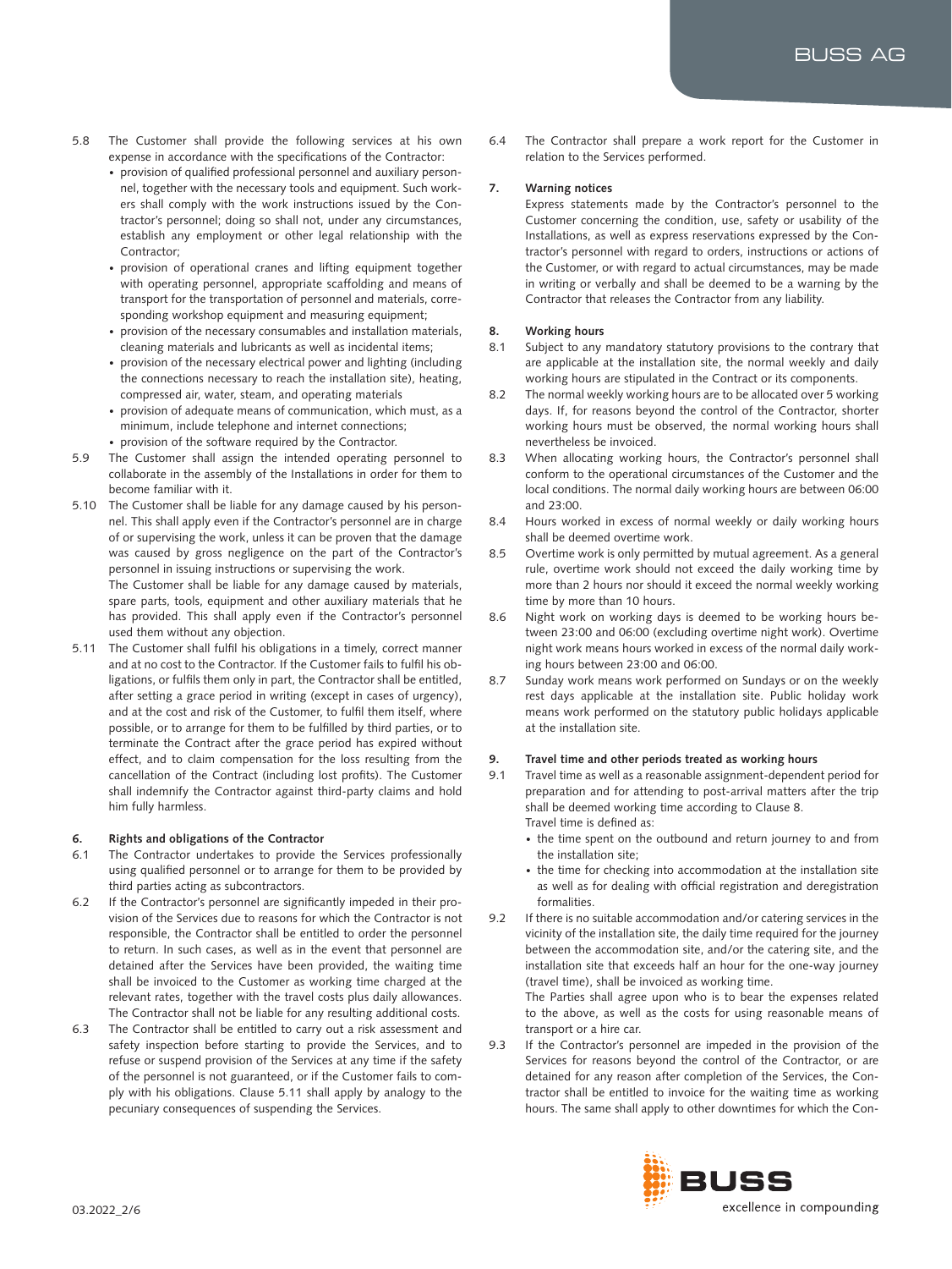5.8 The Customer shall provide the following services at his own expense in accordance with the specifications of the Contractor:
- provision of qualified professional personnel and auxiliary personnel, together with the necessary tools and equipment. Such workers shall comply with the work instructions issued by the Contractor's personnel; doing so shall not, under any circumstances, establish any employment or other legal relationship with the Contractor;
- provision of operational cranes and lifting equipment together with operating personnel, appropriate scaffolding and means of transport for the transportation of personnel and materials, corresponding workshop equipment and measuring equipment;
- provision of the necessary consumables and installation materials, cleaning materials and lubricants as well as incidental items;
- provision of the necessary electrical power and lighting (including the connections necessary to reach the installation site), heating, compressed air, water, steam, and operating materials
- provision of adequate means of communication, which must, as a minimum, include telephone and internet connections;
- provision of the software required by the Contractor.

5.9 The Customer shall assign the intended operating personnel to collaborate in the assembly of the Installations in order for them to become familiar with it.

5.10 The Customer shall be liable for any damage caused by his personnel. This shall apply even if the Contractor's personnel are in charge of or supervising the work, unless it can be proven that the damage was caused by gross negligence on the part of the Contractor's personnel in issuing instructions or supervising the work.
The Customer shall be liable for any damage caused by materials, spare parts, tools, equipment and other auxiliary materials that he has provided. This shall apply even if the Contractor's personnel used them without any objection.

5.11 The Customer shall fulfil his obligations in a timely, correct manner and at no cost to the Contractor. If the Customer fails to fulfil his obligations, or fulfils them only in part, the Contractor shall be entitled, after setting a grace period in writing (except in cases of urgency), and at the cost and risk of the Customer, to fulfil them itself, where possible, or to arrange for them to be fulfilled by third parties, or to terminate the Contract after the grace period has expired without effect, and to claim compensation for the loss resulting from the cancellation of the Contract (including lost profits). The Customer shall indemnify the Contractor against third-party claims and hold him fully harmless.

### 6. Rights and obligations of the Contractor

6.1 The Contractor undertakes to provide the Services professionally using qualified personnel or to arrange for them to be provided by third parties acting as subcontractors.

6.2 If the Contractor's personnel are significantly impeded in their provision of the Services due to reasons for which the Contractor is not responsible, the Contractor shall be entitled to order the personnel to return. In such cases, as well as in the event that personnel are detained after the Services have been provided, the waiting time shall be invoiced to the Customer as working time charged at the relevant rates, together with the travel costs plus daily allowances. The Contractor shall not be liable for any resulting additional costs.

6.3 The Contractor shall be entitled to carry out a risk assessment and safety inspection before starting to provide the Services, and to refuse or suspend provision of the Services at any time if the safety of the personnel is not guaranteed, or if the Customer fails to comply with his obligations. Clause 5.11 shall apply by analogy to the pecuniary consequences of suspending the Services.

6.4 The Contractor shall prepare a work report for the Customer in relation to the Services performed.

### 7. Warning notices

Express statements made by the Contractor's personnel to the Customer concerning the condition, use, safety or usability of the Installations, as well as express reservations expressed by the Contractor's personnel with regard to orders, instructions or actions of the Customer, or with regard to actual circumstances, may be made in writing or verbally and shall be deemed to be a warning by the Contractor that releases the Contractor from any liability.

### 8. Working hours

8.1 Subject to any mandatory statutory provisions to the contrary that are applicable at the installation site, the normal weekly and daily working hours are stipulated in the Contract or its components.

8.2 The normal weekly working hours are to be allocated over 5 working days. If, for reasons beyond the control of the Contractor, shorter working hours must be observed, the normal working hours shall nevertheless be invoiced.

8.3 When allocating working hours, the Contractor's personnel shall conform to the operational circumstances of the Customer and the local conditions. The normal daily working hours are between 06:00 and 23:00.

8.4 Hours worked in excess of normal weekly or daily working hours shall be deemed overtime work.

8.5 Overtime work is only permitted by mutual agreement. As a general rule, overtime work should not exceed the daily working time by more than 2 hours nor should it exceed the normal weekly working time by more than 10 hours.

8.6 Night work on working days is deemed to be working hours between 23:00 and 06:00 (excluding overtime night work). Overtime night work means hours worked in excess of the normal daily working hours between 23:00 and 06:00.

8.7 Sunday work means work performed on Sundays or on the weekly rest days applicable at the installation site. Public holiday work means work performed on the statutory public holidays applicable at the installation site.

### 9. Travel time and other periods treated as working hours

9.1 Travel time as well as a reasonable assignment-dependent period for preparation and for attending to post-arrival matters after the trip shall be deemed working time according to Clause 8.
Travel time is defined as:
- the time spent on the outbound and return journey to and from the installation site;
- the time for checking into accommodation at the installation site as well as for dealing with official registration and deregistration formalities.

9.2 If there is no suitable accommodation and/or catering services in the vicinity of the installation site, the daily time required for the journey between the accommodation site, and/or the catering site, and the installation site that exceeds half an hour for the one-way journey (travel time), shall be invoiced as working time.
The Parties shall agree upon who is to bear the expenses related to the above, as well as the costs for using reasonable means of transport or a hire car.

9.3 If the Contractor's personnel are impeded in the provision of the Services for reasons beyond the control of the Contractor, or are detained for any reason after completion of the Services, the Contractor shall be entitled to invoice for the waiting time as working hours. The same shall apply to other downtimes for which the Con-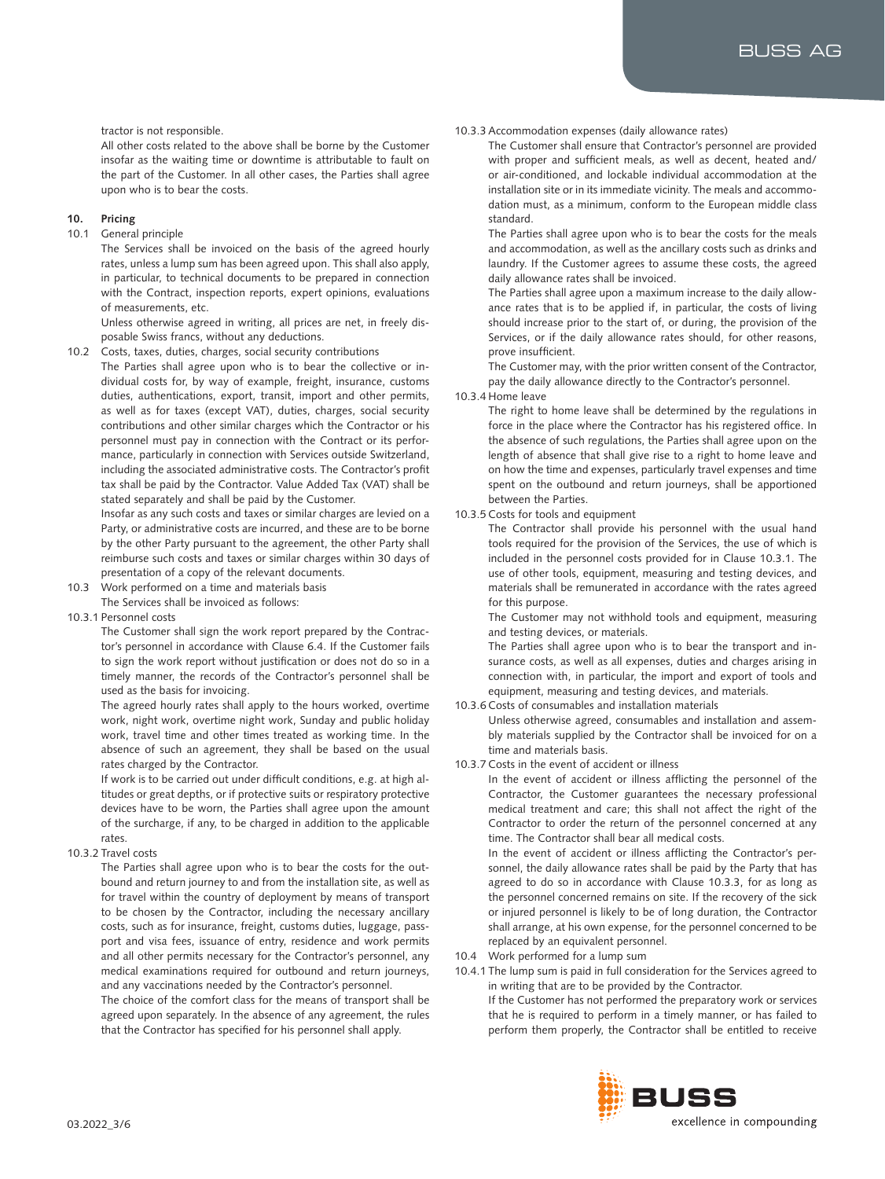tractor is not responsible.

All other costs related to the above shall be borne by the Customer insofar as the waiting time or downtime is attributable to fault on the part of the Customer. In all other cases, the Parties shall agree upon who is to bear the costs.

## 10. Pricing

**10.1 General principle**

The Services shall be invoiced on the basis of the agreed hourly rates, unless a lump sum has been agreed upon. This shall also apply, in particular, to technical documents to be prepared in connection with the Contract, inspection reports, expert opinions, evaluations of measurements, etc.

Unless otherwise agreed in writing, all prices are net, in freely disposable Swiss francs, without any deductions.

**10.2 Costs, taxes, duties, charges, social security contributions**

The Parties shall agree upon who is to bear the collective or individual costs for, by way of example, freight, insurance, customs duties, authentications, export, transit, import and other permits, as well as for taxes (except VAT), duties, charges, social security contributions and other similar charges which the Contractor or his personnel must pay in connection with the Contract or its performance, particularly in connection with Services outside Switzerland, including the associated administrative costs. The Contractor's profit tax shall be paid by the Contractor. Value Added Tax (VAT) shall be stated separately and shall be paid by the Customer.

Insofar as any such costs and taxes or similar charges are levied on a Party, or administrative costs are incurred, and these are to be borne by the other Party pursuant to the agreement, the other Party shall reimburse such costs and taxes or similar charges within 30 days of presentation of a copy of the relevant documents.

**10.3 Work performed on a time and materials basis**

The Services shall be invoiced as follows:

**10.3.1 Personnel costs**

The Customer shall sign the work report prepared by the Contractor's personnel in accordance with Clause 6.4. If the Customer fails to sign the work report without justification or does not do so in a timely manner, the records of the Contractor's personnel shall be used as the basis for invoicing.

The agreed hourly rates shall apply to the hours worked, overtime work, night work, overtime night work, Sunday and public holiday work, travel time and other times treated as working time. In the absence of such an agreement, they shall be based on the usual rates charged by the Contractor.

If work is to be carried out under difficult conditions, e.g. at high altitudes or great depths, or if protective suits or respiratory protective devices have to be worn, the Parties shall agree upon the amount of the surcharge, if any, to be charged in addition to the applicable rates.

**10.3.2 Travel costs**

The Parties shall agree upon who is to bear the costs for the outbound and return journey to and from the installation site, as well as for travel within the country of deployment by means of transport to be chosen by the Contractor, including the necessary ancillary costs, such as for insurance, freight, customs duties, luggage, passport and visa fees, issuance of entry, residence and work permits and all other permits necessary for the Contractor's personnel, any medical examinations required for outbound and return journeys, and any vaccinations needed by the Contractor's personnel.

The choice of the comfort class for the means of transport shall be agreed upon separately. In the absence of any agreement, the rules that the Contractor has specified for his personnel shall apply.

**10.3.3 Accommodation expenses (daily allowance rates)**

The Customer shall ensure that Contractor's personnel are provided with proper and sufficient meals, as well as decent, heated and/or air-conditioned, and lockable individual accommodation at the installation site or in its immediate vicinity. The meals and accommodation must, as a minimum, conform to the European middle class standard.

The Parties shall agree upon who is to bear the costs for the meals and accommodation, as well as the ancillary costs such as drinks and laundry. If the Customer agrees to assume these costs, the agreed daily allowance rates shall be invoiced.

The Parties shall agree upon a maximum increase to the daily allowance rates that is to be applied if, in particular, the costs of living should increase prior to the start of, or during, the provision of the Services, or if the daily allowance rates should, for other reasons, prove insufficient.

The Customer may, with the prior written consent of the Contractor, pay the daily allowance directly to the Contractor's personnel.

**10.3.4 Home leave**

The right to home leave shall be determined by the regulations in force in the place where the Contractor has his registered office. In the absence of such regulations, the Parties shall agree upon on the length of absence that shall give rise to a right to home leave and on how the time and expenses, particularly travel expenses and time spent on the outbound and return journeys, shall be apportioned between the Parties.

**10.3.5 Costs for tools and equipment**

The Contractor shall provide his personnel with the usual hand tools required for the provision of the Services, the use of which is included in the personnel costs provided for in Clause 10.3.1. The use of other tools, equipment, measuring and testing devices, and materials shall be remunerated in accordance with the rates agreed for this purpose.

The Customer may not withhold tools and equipment, measuring and testing devices, or materials.

The Parties shall agree upon who is to bear the transport and insurance costs, as well as all expenses, duties and charges arising in connection with, in particular, the import and export of tools and equipment, measuring and testing devices, and materials.

**10.3.6 Costs of consumables and installation materials**

Unless otherwise agreed, consumables and installation and assembly materials supplied by the Contractor shall be invoiced for on a time and materials basis.

**10.3.7 Costs in the event of accident or illness**

In the event of accident or illness afflicting the personnel of the Contractor, the Customer guarantees the necessary professional medical treatment and care; this shall not affect the right of the Contractor to order the return of the personnel concerned at any time. The Contractor shall bear all medical costs.

In the event of accident or illness afflicting the Contractor's personnel, the daily allowance rates shall be paid by the Party that has agreed to do so in accordance with Clause 10.3.3, for as long as the personnel concerned remains on site. If the recovery of the sick or injured personnel is likely to be of long duration, the Contractor shall arrange, at his own expense, for the personnel concerned to be replaced by an equivalent personnel.

**10.4 Work performed for a lump sum**

**10.4.1** The lump sum is paid in full consideration for the Services agreed to in writing that are to be provided by the Contractor.

If the Customer has not performed the preparatory work or services that he is required to perform in a timely manner, or has failed to perform them properly, the Contractor shall be entitled to receive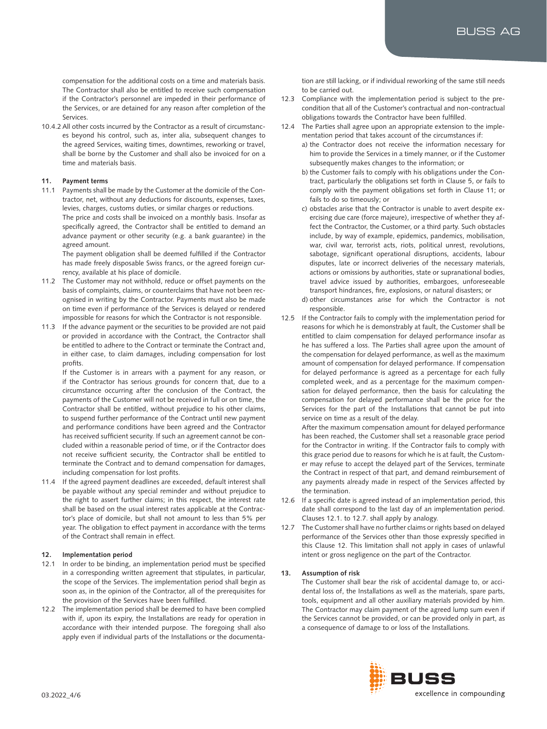compensation for the additional costs on a time and materials basis. The Contractor shall also be entitled to receive such compensation if the Contractor's personnel are impeded in their performance of the Services, or are detained for any reason after completion of the Services.

10.4.2 All other costs incurred by the Contractor as a result of circumstances beyond his control, such as, inter alia, subsequent changes to the agreed Services, waiting times, downtimes, reworking or travel, shall be borne by the Customer and shall also be invoiced for on a time and materials basis.

## 11. Payment terms

11.1 Payments shall be made by the Customer at the domicile of the Contractor, net, without any deductions for discounts, expenses, taxes, levies, charges, customs duties, or similar charges or reductions.

The price and costs shall be invoiced on a monthly basis. Insofar as specifically agreed, the Contractor shall be entitled to demand an advance payment or other security (e.g. a bank guarantee) in the agreed amount.

The payment obligation shall be deemed fulfilled if the Contractor has made freely disposable Swiss francs, or the agreed foreign currency, available at his place of domicile.

11.2 The Customer may not withhold, reduce or offset payments on the basis of complaints, claims, or counterclaims that have not been recognised in writing by the Contractor. Payments must also be made on time even if performance of the Services is delayed or rendered impossible for reasons for which the Contractor is not responsible.

11.3 If the advance payment or the securities to be provided are not paid or provided in accordance with the Contract, the Contractor shall be entitled to adhere to the Contract or terminate the Contract and, in either case, to claim damages, including compensation for lost profits.

If the Customer is in arrears with a payment for any reason, or if the Contractor has serious grounds for concern that, due to a circumstance occurring after the conclusion of the Contract, the payments of the Customer will not be received in full or on time, the Contractor shall be entitled, without prejudice to his other claims, to suspend further performance of the Contract until new payment and performance conditions have been agreed and the Contractor has received sufficient security. If such an agreement cannot be concluded within a reasonable period of time, or if the Contractor does not receive sufficient security, the Contractor shall be entitled to terminate the Contract and to demand compensation for damages, including compensation for lost profits.

11.4 If the agreed payment deadlines are exceeded, default interest shall be payable without any special reminder and without prejudice to the right to assert further claims; in this respect, the interest rate shall be based on the usual interest rates applicable at the Contractor's place of domicile, but shall not amount to less than 5% per year. The obligation to effect payment in accordance with the terms of the Contract shall remain in effect.

## 12. Implementation period

12.1 In order to be binding, an implementation period must be specified in a corresponding written agreement that stipulates, in particular, the scope of the Services. The implementation period shall begin as soon as, in the opinion of the Contractor, all of the prerequisites for the provision of the Services have been fulfilled.

12.2 The implementation period shall be deemed to have been complied with if, upon its expiry, the Installations are ready for operation in accordance with their intended purpose. The foregoing shall also apply even if individual parts of the Installations or the documentation are still lacking, or if individual reworking of the same still needs to be carried out.

12.3 Compliance with the implementation period is subject to the precondition that all of the Customer's contractual and non-contractual obligations towards the Contractor have been fulfilled.

12.4 The Parties shall agree upon an appropriate extension to the implementation period that takes account of the circumstances if:

a) the Contractor does not receive the information necessary for him to provide the Services in a timely manner, or if the Customer subsequently makes changes to the information; or

b) the Customer fails to comply with his obligations under the Contract, particularly the obligations set forth in Clause 5, or fails to comply with the payment obligations set forth in Clause 11; or fails to do so timeously; or

c) obstacles arise that the Contractor is unable to avert despite exercising due care (force majeure), irrespective of whether they affect the Contractor, the Customer, or a third party. Such obstacles include, by way of example, epidemics, pandemics, mobilisation, war, civil war, terrorist acts, riots, political unrest, revolutions, sabotage, significant operational disruptions, accidents, labour disputes, late or incorrect deliveries of the necessary materials, actions or omissions by authorities, state or supranational bodies, travel advice issued by authorities, embargoes, unforeseeable transport hindrances, fire, explosions, or natural disasters; or

d) other circumstances arise for which the Contractor is not responsible.

12.5 If the Contractor fails to comply with the implementation period for reasons for which he is demonstrably at fault, the Customer shall be entitled to claim compensation for delayed performance insofar as he has suffered a loss. The Parties shall agree upon the amount of the compensation for delayed performance, as well as the maximum amount of compensation for delayed performance. If compensation for delayed performance is agreed as a percentage for each fully completed week, and as a percentage for the maximum compensation for delayed performance, then the basis for calculating the compensation for delayed performance shall be the price for the Services for the part of the Installations that cannot be put into service on time as a result of the delay.

After the maximum compensation amount for delayed performance has been reached, the Customer shall set a reasonable grace period for the Contractor in writing. If the Contractor fails to comply with this grace period due to reasons for which he is at fault, the Customer may refuse to accept the delayed part of the Services, terminate the Contract in respect of that part, and demand reimbursement of any payments already made in respect of the Services affected by the termination.

12.6 If a specific date is agreed instead of an implementation period, this date shall correspond to the last day of an implementation period. Clauses 12.1. to 12.7. shall apply by analogy.

12.7 The Customer shall have no further claims or rights based on delayed performance of the Services other than those expressly specified in this Clause 12. This limitation shall not apply in cases of unlawful intent or gross negligence on the part of the Contractor.

## 13. Assumption of risk

The Customer shall bear the risk of accidental damage to, or accidental loss of, the Installations as well as the materials, spare parts, tools, equipment and all other auxiliary materials provided by him. The Contractor may claim payment of the agreed lump sum even if the Services cannot be provided, or can be provided only in part, as a consequence of damage to or loss of the Installations.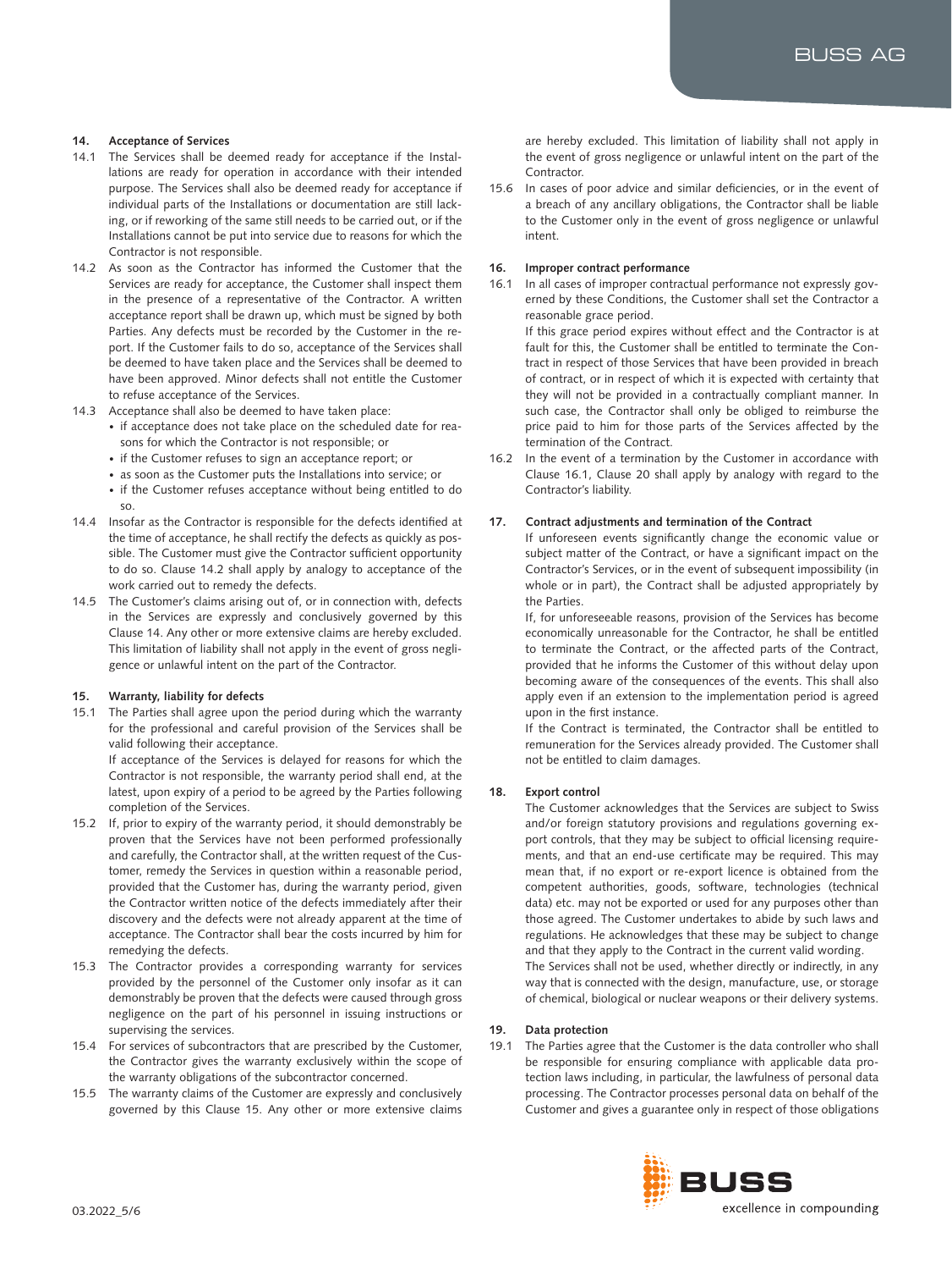## 14. Acceptance of Services

14.1 The Services shall be deemed ready for acceptance if the Installations are ready for operation in accordance with their intended purpose. The Services shall also be deemed ready for acceptance if individual parts of the Installations or documentation are still lacking, or if reworking of the same still needs to be carried out, or if the Installations cannot be put into service due to reasons for which the Contractor is not responsible.

14.2 As soon as the Contractor has informed the Customer that the Services are ready for acceptance, the Customer shall inspect them in the presence of a representative of the Contractor. A written acceptance report shall be drawn up, which must be signed by both Parties. Any defects must be recorded by the Customer in the report. If the Customer fails to do so, acceptance of the Services shall be deemed to have taken place and the Services shall be deemed to have been approved. Minor defects shall not entitle the Customer to refuse acceptance of the Services.

14.3 Acceptance shall also be deemed to have taken place:
- if acceptance does not take place on the scheduled date for reasons for which the Contractor is not responsible; or
- if the Customer refuses to sign an acceptance report; or
- as soon as the Customer puts the Installations into service; or
- if the Customer refuses acceptance without being entitled to do so.

14.4 Insofar as the Contractor is responsible for the defects identified at the time of acceptance, he shall rectify the defects as quickly as possible. The Customer must give the Contractor sufficient opportunity to do so. Clause 14.2 shall apply by analogy to acceptance of the work carried out to remedy the defects.

14.5 The Customer's claims arising out of, or in connection with, defects in the Services are expressly and conclusively governed by this Clause 14. Any other or more extensive claims are hereby excluded. This limitation of liability shall not apply in the event of gross negligence or unlawful intent on the part of the Contractor.

## 15. Warranty, liability for defects

15.1 The Parties shall agree upon the period during which the warranty for the professional and careful provision of the Services shall be valid following their acceptance.

If acceptance of the Services is delayed for reasons for which the Contractor is not responsible, the warranty period shall end, at the latest, upon expiry of a period to be agreed by the Parties following completion of the Services.

15.2 If, prior to expiry of the warranty period, it should demonstrably be proven that the Services have not been performed professionally and carefully, the Contractor shall, at the written request of the Customer, remedy the Services in question within a reasonable period, provided that the Customer has, during the warranty period, given the Contractor written notice of the defects immediately after their discovery and the defects were not already apparent at the time of acceptance. The Contractor shall bear the costs incurred by him for remedying the defects.

15.3 The Contractor provides a corresponding warranty for services provided by the personnel of the Customer only insofar as it can demonstrably be proven that the defects were caused through gross negligence on the part of his personnel in issuing instructions or supervising the services.

15.4 For services of subcontractors that are prescribed by the Customer, the Contractor gives the warranty exclusively within the scope of the warranty obligations of the subcontractor concerned.

15.5 The warranty claims of the Customer are expressly and conclusively governed by this Clause 15. Any other or more extensive claims are hereby excluded. This limitation of liability shall not apply in the event of gross negligence or unlawful intent on the part of the Contractor.

15.6 In cases of poor advice and similar deficiencies, or in the event of a breach of any ancillary obligations, the Contractor shall be liable to the Customer only in the event of gross negligence or unlawful intent.

## 16. Improper contract performance

16.1 In all cases of improper contractual performance not expressly governed by these Conditions, the Customer shall set the Contractor a reasonable grace period.

If this grace period expires without effect and the Contractor is at fault for this, the Customer shall be entitled to terminate the Contract in respect of those Services that have been provided in breach of contract, or in respect of which it is expected with certainty that they will not be provided in a contractually compliant manner. In such case, the Contractor shall only be obliged to reimburse the price paid to him for those parts of the Services affected by the termination of the Contract.

16.2 In the event of a termination by the Customer in accordance with Clause 16.1, Clause 20 shall apply by analogy with regard to the Contractor's liability.

## 17. Contract adjustments and termination of the Contract

If unforeseen events significantly change the economic value or subject matter of the Contract, or have a significant impact on the Contractor's Services, or in the event of subsequent impossibility (in whole or in part), the Contract shall be adjusted appropriately by the Parties.

If, for unforeseeable reasons, provision of the Services has become economically unreasonable for the Contractor, he shall be entitled to terminate the Contract, or the affected parts of the Contract, provided that he informs the Customer of this without delay upon becoming aware of the consequences of the events. This shall also apply even if an extension to the implementation period is agreed upon in the first instance.

If the Contract is terminated, the Contractor shall be entitled to remuneration for the Services already provided. The Customer shall not be entitled to claim damages.

## 18. Export control

The Customer acknowledges that the Services are subject to Swiss and/or foreign statutory provisions and regulations governing export controls, that they may be subject to official licensing requirements, and that an end-use certificate may be required. This may mean that, if no export or re-export licence is obtained from the competent authorities, goods, software, technologies (technical data) etc. may not be exported or used for any purposes other than those agreed. The Customer undertakes to abide by such laws and regulations. He acknowledges that these may be subject to change and that they apply to the Contract in the current valid wording.

The Services shall not be used, whether directly or indirectly, in any way that is connected with the design, manufacture, use, or storage of chemical, biological or nuclear weapons or their delivery systems.

## 19. Data protection

19.1 The Parties agree that the Customer is the data controller who shall be responsible for ensuring compliance with applicable data protection laws including, in particular, the lawfulness of personal data processing. The Contractor processes personal data on behalf of the Customer and gives a guarantee only in respect of those obligations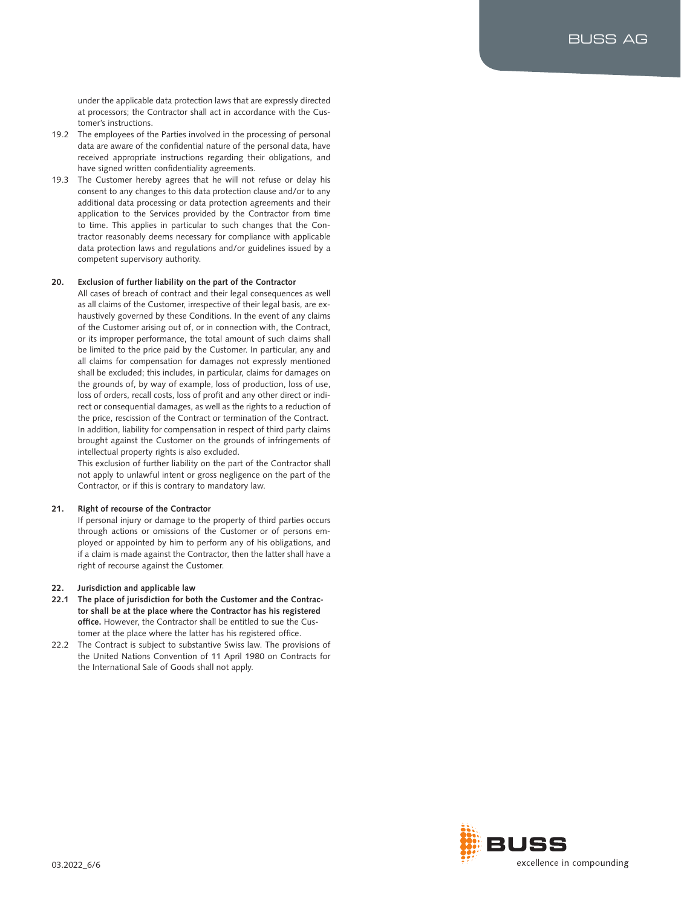under the applicable data protection laws that are expressly directed at processors; the Contractor shall act in accordance with the Customer's instructions.

19.2 The employees of the Parties involved in the processing of personal data are aware of the confidential nature of the personal data, have received appropriate instructions regarding their obligations, and have signed written confidentiality agreements.

19.3 The Customer hereby agrees that he will not refuse or delay his consent to any changes to this data protection clause and/or to any additional data processing or data protection agreements and their application to the Services provided by the Contractor from time to time. This applies in particular to such changes that the Contractor reasonably deems necessary for compliance with applicable data protection laws and regulations and/or guidelines issued by a competent supervisory authority.

**20. Exclusion of further liability on the part of the Contractor**

All cases of breach of contract and their legal consequences as well as all claims of the Customer, irrespective of their legal basis, are exhaustively governed by these Conditions. In the event of any claims of the Customer arising out of, or in connection with, the Contract, or its improper performance, the total amount of such claims shall be limited to the price paid by the Customer. In particular, any and all claims for compensation for damages not expressly mentioned shall be excluded; this includes, in particular, claims for damages on the grounds of, by way of example, loss of production, loss of use, loss of orders, recall costs, loss of profit and any other direct or indirect or consequential damages, as well as the rights to a reduction of the price, rescission of the Contract or termination of the Contract. In addition, liability for compensation in respect of third party claims brought against the Customer on the grounds of infringements of intellectual property rights is also excluded.

This exclusion of further liability on the part of the Contractor shall not apply to unlawful intent or gross negligence on the part of the Contractor, or if this is contrary to mandatory law.

**21. Right of recourse of the Contractor**

If personal injury or damage to the property of third parties occurs through actions or omissions of the Customer or of persons employed or appointed by him to perform any of his obligations, and if a claim is made against the Contractor, then the latter shall have a right of recourse against the Customer.

**22. Jurisdiction and applicable law**

**22.1 The place of jurisdiction for both the Customer and the Contractor shall be at the place where the Contractor has his registered office.** However, the Contractor shall be entitled to sue the Customer at the place where the latter has his registered office.

22.2 The Contract is subject to substantive Swiss law. The provisions of the United Nations Convention of 11 April 1980 on Contracts for the International Sale of Goods shall not apply.

03.2022_6/6